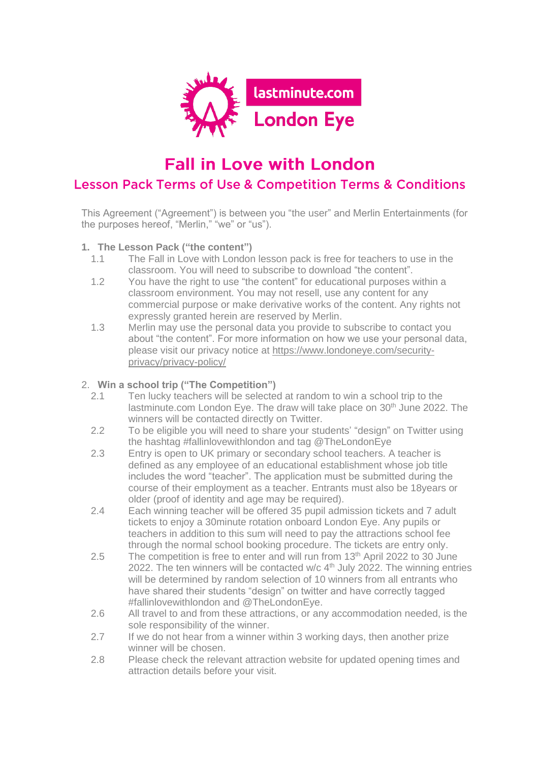# Fall in Love with London

## Lesson Pack Terms of Use & Competition Terms & Conditions

This Agreement ("Agreement") is between you "the user" and Merlin Entertainments (for the purposes hereof, "Merlin," "we" or "us").

1. **The Lesson Pack ("the content")**
   - 1.1 The Fall in Love with London lesson pack is free for teachers to use in the classroom. You will need to subscribe to download "the content".
   - 1.2 You have the right to use "the content" for educational purposes within a classroom environment. You may not resell, use any content for any commercial purpose or make derivative works of the content. Any rights not expressly granted herein are reserved by Merlin.
   - 1.3 Merlin may use the personal data you provide to subscribe to contact you about "the content". For more information on how we use your personal data, please visit our privacy notice at https://www.londoneye.com/security-privacy/privacy-policy/

2. **Win a school trip ("The Competition")**
   - 2.1 Ten lucky teachers will be selected at random to win a school trip to the lastminute.com London Eye. The draw will take place on 30th June 2022. The winners will be contacted directly on Twitter.
   - 2.2 To be eligible you will need to share your students' "design" on Twitter using the hashtag #fallinlovewithlondon and tag @TheLondonEye
   - 2.3 Entry is open to UK primary or secondary school teachers. A teacher is defined as any employee of an educational establishment whose job title includes the word "teacher". The application must be submitted during the course of their employment as a teacher. Entrants must also be 18years or older (proof of identity and age may be required).
   - 2.4 Each winning teacher will be offered 35 pupil admission tickets and 7 adult tickets to enjoy a 30minute rotation onboard London Eye. Any pupils or teachers in addition to this sum will need to pay the attractions school fee through the normal school booking procedure. The tickets are entry only.
   - 2.5 The competition is free to enter and will run from 13th April 2022 to 30 June 2022. The ten winners will be contacted w/c 4th July 2022. The winning entries will be determined by random selection of 10 winners from all entrants who have shared their students "design" on twitter and have correctly tagged #fallinlovewithlondon and @TheLondonEye.
   - 2.6 All travel to and from these attractions, or any accommodation needed, is the sole responsibility of the winner.
   - 2.7 If we do not hear from a winner within 3 working days, then another prize winner will be chosen.
   - 2.8 Please check the relevant attraction website for updated opening times and attraction details before your visit.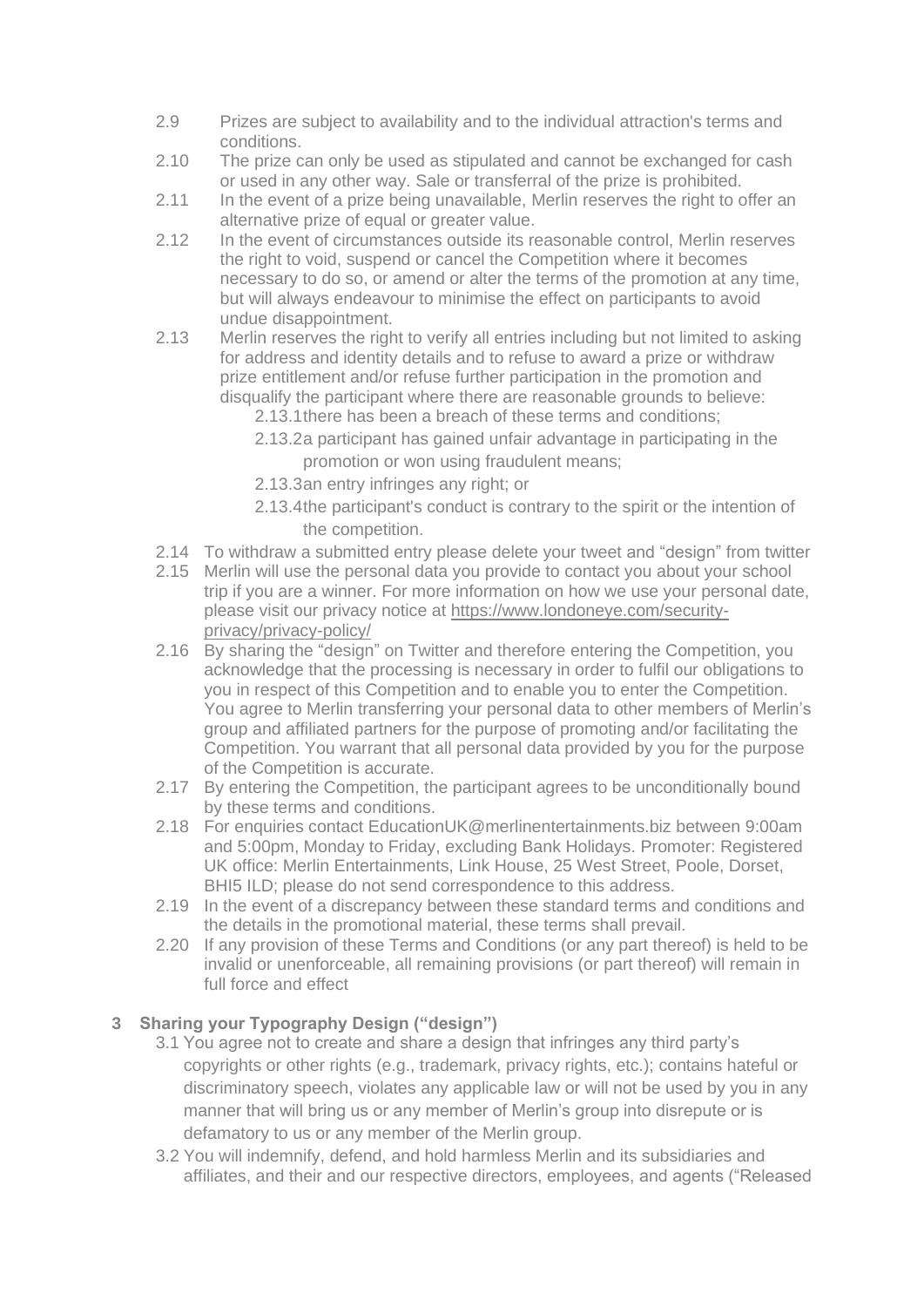2.9 Prizes are subject to availability and to the individual attraction's terms and conditions.

2.10 The prize can only be used as stipulated and cannot be exchanged for cash or used in any other way. Sale or transferral of the prize is prohibited.

2.11 In the event of a prize being unavailable, Merlin reserves the right to offer an alternative prize of equal or greater value.

2.12 In the event of circumstances outside its reasonable control, Merlin reserves the right to void, suspend or cancel the Competition where it becomes necessary to do so, or amend or alter the terms of the promotion at any time, but will always endeavour to minimise the effect on participants to avoid undue disappointment.

2.13 Merlin reserves the right to verify all entries including but not limited to asking for address and identity details and to refuse to award a prize or withdraw prize entitlement and/or refuse further participation in the promotion and disqualify the participant where there are reasonable grounds to believe:

- 2.13.1 there has been a breach of these terms and conditions;
- 2.13.2 a participant has gained unfair advantage in participating in the promotion or won using fraudulent means;
- 2.13.3 an entry infringes any right; or
- 2.13.4 the participant's conduct is contrary to the spirit or the intention of the competition.

2.14 To withdraw a submitted entry please delete your tweet and "design" from twitter

2.15 Merlin will use the personal data you provide to contact you about your school trip if you are a winner. For more information on how we use your personal date, please visit our privacy notice at https://www.londoneye.com/security-privacy/privacy-policy/

2.16 By sharing the "design" on Twitter and therefore entering the Competition, you acknowledge that the processing is necessary in order to fulfil our obligations to you in respect of this Competition and to enable you to enter the Competition. You agree to Merlin transferring your personal data to other members of Merlin's group and affiliated partners for the purpose of promoting and/or facilitating the Competition. You warrant that all personal data provided by you for the purpose of the Competition is accurate.

2.17 By entering the Competition, the participant agrees to be unconditionally bound by these terms and conditions.

2.18 For enquiries contact EducationUK@merlinentertainments.biz between 9:00am and 5:00pm, Monday to Friday, excluding Bank Holidays. Promoter: Registered UK office: Merlin Entertainments, Link House, 25 West Street, Poole, Dorset, BHI5 ILD; please do not send correspondence to this address.

2.19 In the event of a discrepancy between these standard terms and conditions and the details in the promotional material, these terms shall prevail.

2.20 If any provision of these Terms and Conditions (or any part thereof) is held to be invalid or unenforceable, all remaining provisions (or part thereof) will remain in full force and effect

## 3 Sharing your Typography Design ("design")

3.1 You agree not to create and share a design that infringes any third party's copyrights or other rights (e.g., trademark, privacy rights, etc.); contains hateful or discriminatory speech, violates any applicable law or will not be used by you in any manner that will bring us or any member of Merlin's group into disrepute or is defamatory to us or any member of the Merlin group.

3.2 You will indemnify, defend, and hold harmless Merlin and its subsidiaries and affiliates, and their and our respective directors, employees, and agents ("Released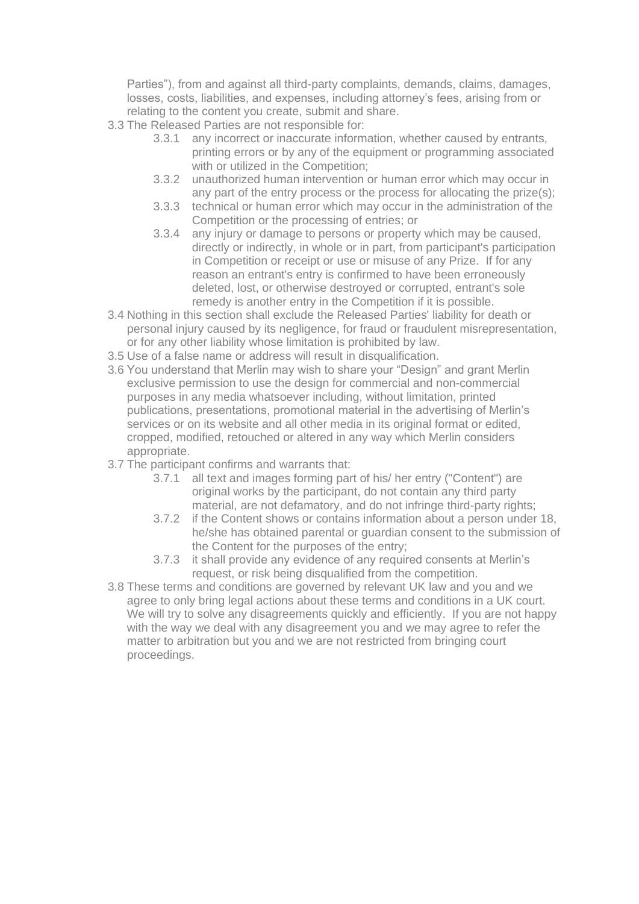Parties"), from and against all third-party complaints, demands, claims, damages, losses, costs, liabilities, and expenses, including attorney's fees, arising from or relating to the content you create, submit and share.

3.3 The Released Parties are not responsible for:

- 3.3.1 any incorrect or inaccurate information, whether caused by entrants, printing errors or by any of the equipment or programming associated with or utilized in the Competition;
- 3.3.2 unauthorized human intervention or human error which may occur in any part of the entry process or the process for allocating the prize(s);
- 3.3.3 technical or human error which may occur in the administration of the Competition or the processing of entries; or
- 3.3.4 any injury or damage to persons or property which may be caused, directly or indirectly, in whole or in part, from participant's participation in Competition or receipt or use or misuse of any Prize. If for any reason an entrant's entry is confirmed to have been erroneously deleted, lost, or otherwise destroyed or corrupted, entrant's sole remedy is another entry in the Competition if it is possible.

3.4 Nothing in this section shall exclude the Released Parties' liability for death or personal injury caused by its negligence, for fraud or fraudulent misrepresentation, or for any other liability whose limitation is prohibited by law.

3.5 Use of a false name or address will result in disqualification.

3.6 You understand that Merlin may wish to share your "Design" and grant Merlin exclusive permission to use the design for commercial and non-commercial purposes in any media whatsoever including, without limitation, printed publications, presentations, promotional material in the advertising of Merlin's services or on its website and all other media in its original format or edited, cropped, modified, retouched or altered in any way which Merlin considers appropriate.

3.7 The participant confirms and warrants that:

- 3.7.1 all text and images forming part of his/ her entry ("Content") are original works by the participant, do not contain any third party material, are not defamatory, and do not infringe third-party rights;
- 3.7.2 if the Content shows or contains information about a person under 18, he/she has obtained parental or guardian consent to the submission of the Content for the purposes of the entry;
- 3.7.3 it shall provide any evidence of any required consents at Merlin's request, or risk being disqualified from the competition.

3.8 These terms and conditions are governed by relevant UK law and you and we agree to only bring legal actions about these terms and conditions in a UK court. We will try to solve any disagreements quickly and efficiently. If you are not happy with the way we deal with any disagreement you and we may agree to refer the matter to arbitration but you and we are not restricted from bringing court proceedings.